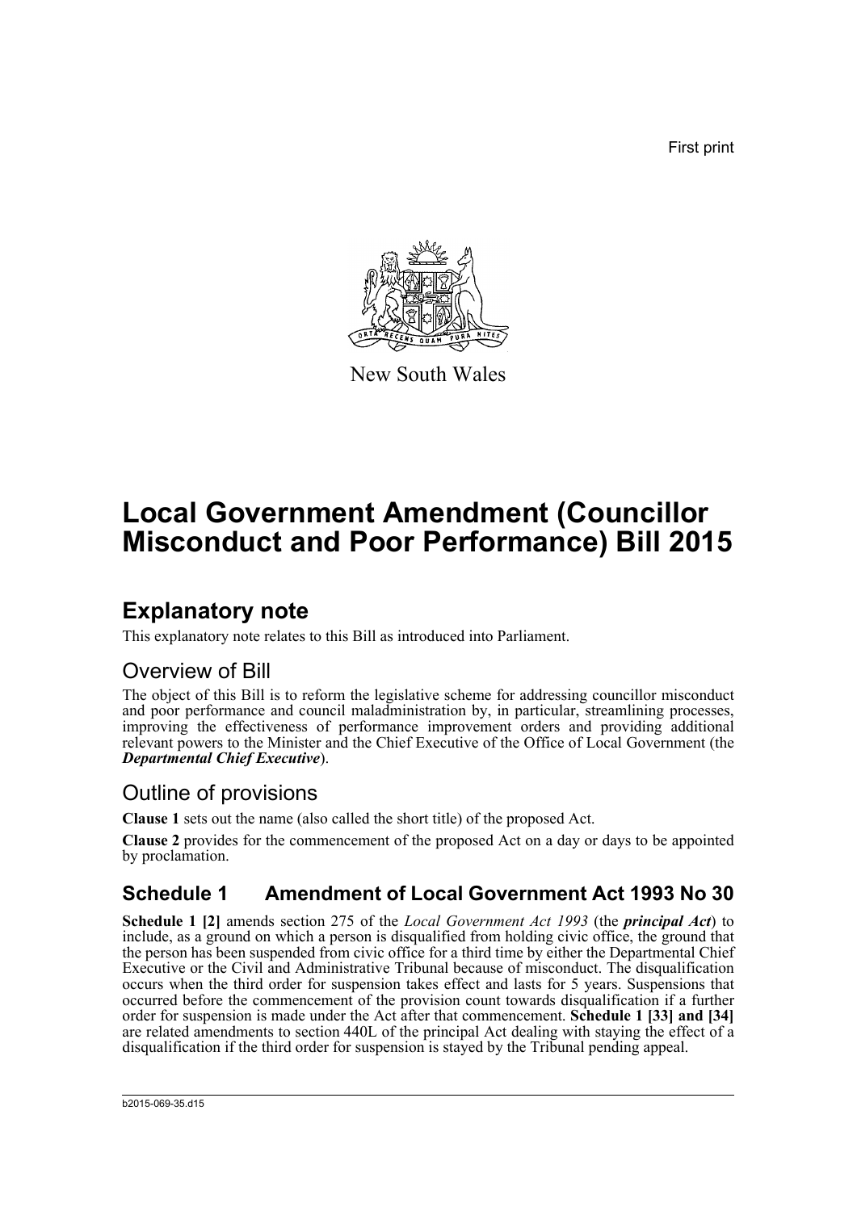First print

New South Wales

# Local Government Amendment (Councillor Misconduct and Poor Performance) Bill 2015

## Explanatory note

This explanatory note relates to this Bill as introduced into Parliament.

### Overview of Bill

The object of this Bill is to reform the legislative scheme for addressing councillor misconduct and poor performance and council maladministration by, in particular, streamlining processes, improving the effectiveness of performance improvement orders and providing additional relevant powers to the Minister and the Chief Executive of the Office of Local Government (the ***Departmental Chief Executive***).

### Outline of provisions

**Clause 1** sets out the name (also called the short title) of the proposed Act.

**Clause 2** provides for the commencement of the proposed Act on a day or days to be appointed by proclamation.

### Schedule 1 Amendment of Local Government Act 1993 No 30

**Schedule 1 [2]** amends section 275 of the *Local Government Act 1993* (the ***principal Act***) to include, as a ground on which a person is disqualified from holding civic office, the ground that the person has been suspended from civic office for a third time by either the Departmental Chief Executive or the Civil and Administrative Tribunal because of misconduct. The disqualification occurs when the third order for suspension takes effect and lasts for 5 years. Suspensions that occurred before the commencement of the provision count towards disqualification if a further order for suspension is made under the Act after that commencement. **Schedule 1 [33] and [34]** are related amendments to section 440L of the principal Act dealing with staying the effect of a disqualification if the third order for suspension is stayed by the Tribunal pending appeal.

b2015-069-35.d15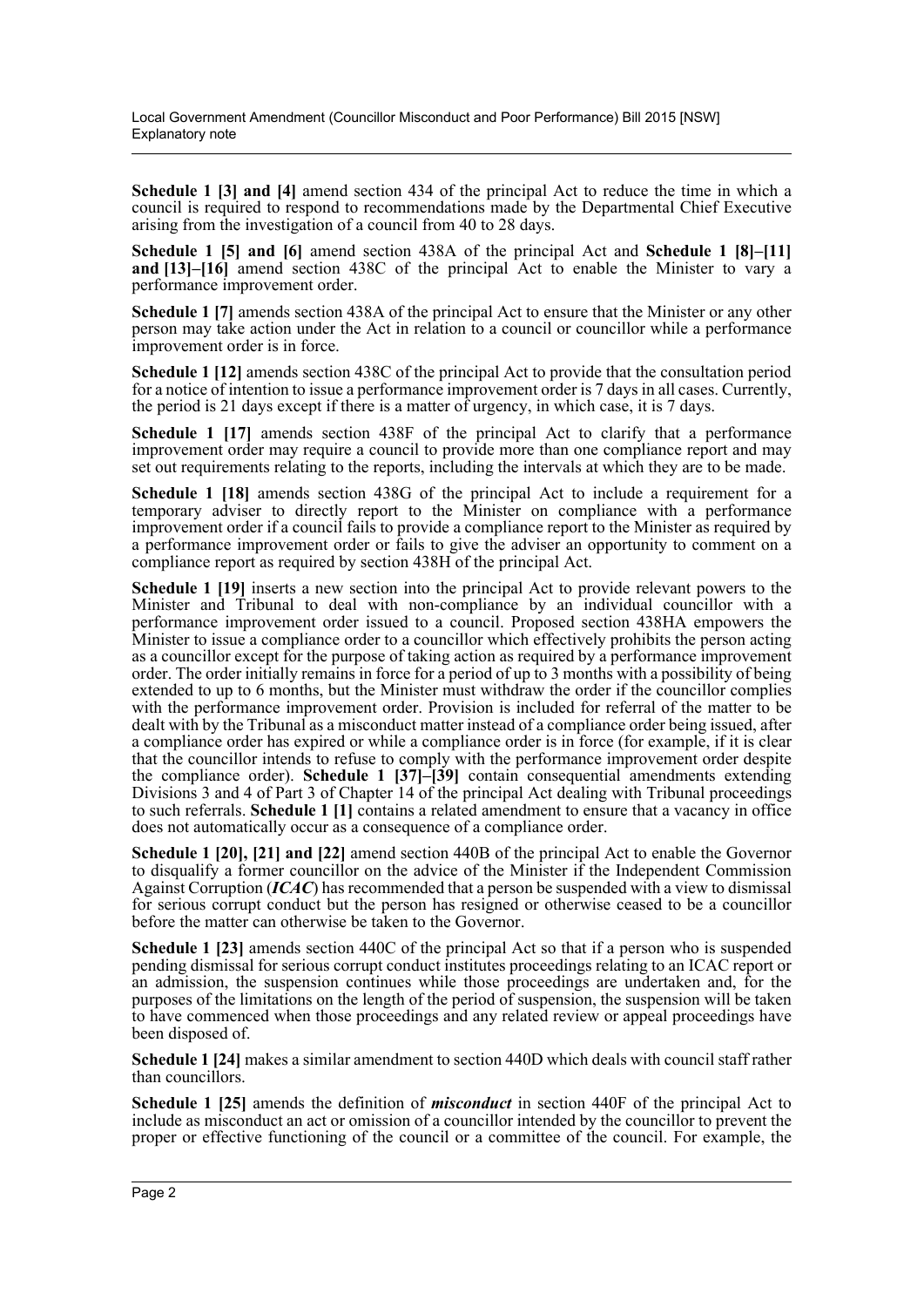**Schedule 1 [3] and [4]** amend section 434 of the principal Act to reduce the time in which a council is required to respond to recommendations made by the Departmental Chief Executive arising from the investigation of a council from 40 to 28 days.

**Schedule 1 [5] and [6]** amend section 438A of the principal Act and **Schedule 1 [8]–[11] and [13]–[16]** amend section 438C of the principal Act to enable the Minister to vary a performance improvement order.

**Schedule 1 [7]** amends section 438A of the principal Act to ensure that the Minister or any other person may take action under the Act in relation to a council or councillor while a performance improvement order is in force.

**Schedule 1 [12]** amends section 438C of the principal Act to provide that the consultation period for a notice of intention to issue a performance improvement order is 7 days in all cases. Currently, the period is 21 days except if there is a matter of urgency, in which case, it is 7 days.

**Schedule 1 [17]** amends section 438F of the principal Act to clarify that a performance improvement order may require a council to provide more than one compliance report and may set out requirements relating to the reports, including the intervals at which they are to be made.

**Schedule 1 [18]** amends section 438G of the principal Act to include a requirement for a temporary adviser to directly report to the Minister on compliance with a performance improvement order if a council fails to provide a compliance report to the Minister as required by a performance improvement order or fails to give the adviser an opportunity to comment on a compliance report as required by section 438H of the principal Act.

**Schedule 1 [19]** inserts a new section into the principal Act to provide relevant powers to the Minister and Tribunal to deal with non-compliance by an individual councillor with a performance improvement order issued to a council. Proposed section 438HA empowers the Minister to issue a compliance order to a councillor which effectively prohibits the person acting as a councillor except for the purpose of taking action as required by a performance improvement order. The order initially remains in force for a period of up to 3 months with a possibility of being extended to up to 6 months, but the Minister must withdraw the order if the councillor complies with the performance improvement order. Provision is included for referral of the matter to be dealt with by the Tribunal as a misconduct matter instead of a compliance order being issued, after a compliance order has expired or while a compliance order is in force (for example, if it is clear that the councillor intends to refuse to comply with the performance improvement order despite the compliance order). **Schedule 1 [37]–[39]** contain consequential amendments extending Divisions 3 and 4 of Part 3 of Chapter 14 of the principal Act dealing with Tribunal proceedings to such referrals. **Schedule 1 [1]** contains a related amendment to ensure that a vacancy in office does not automatically occur as a consequence of a compliance order.

**Schedule 1 [20], [21] and [22]** amend section 440B of the principal Act to enable the Governor to disqualify a former councillor on the advice of the Minister if the Independent Commission Against Corruption (***ICAC***) has recommended that a person be suspended with a view to dismissal for serious corrupt conduct but the person has resigned or otherwise ceased to be a councillor before the matter can otherwise be taken to the Governor.

**Schedule 1 [23]** amends section 440C of the principal Act so that if a person who is suspended pending dismissal for serious corrupt conduct institutes proceedings relating to an ICAC report or an admission, the suspension continues while those proceedings are undertaken and, for the purposes of the limitations on the length of the period of suspension, the suspension will be taken to have commenced when those proceedings and any related review or appeal proceedings have been disposed of.

**Schedule 1 [24]** makes a similar amendment to section 440D which deals with council staff rather than councillors.

**Schedule 1 [25]** amends the definition of ***misconduct*** in section 440F of the principal Act to include as misconduct an act or omission of a councillor intended by the councillor to prevent the proper or effective functioning of the council or a committee of the council. For example, the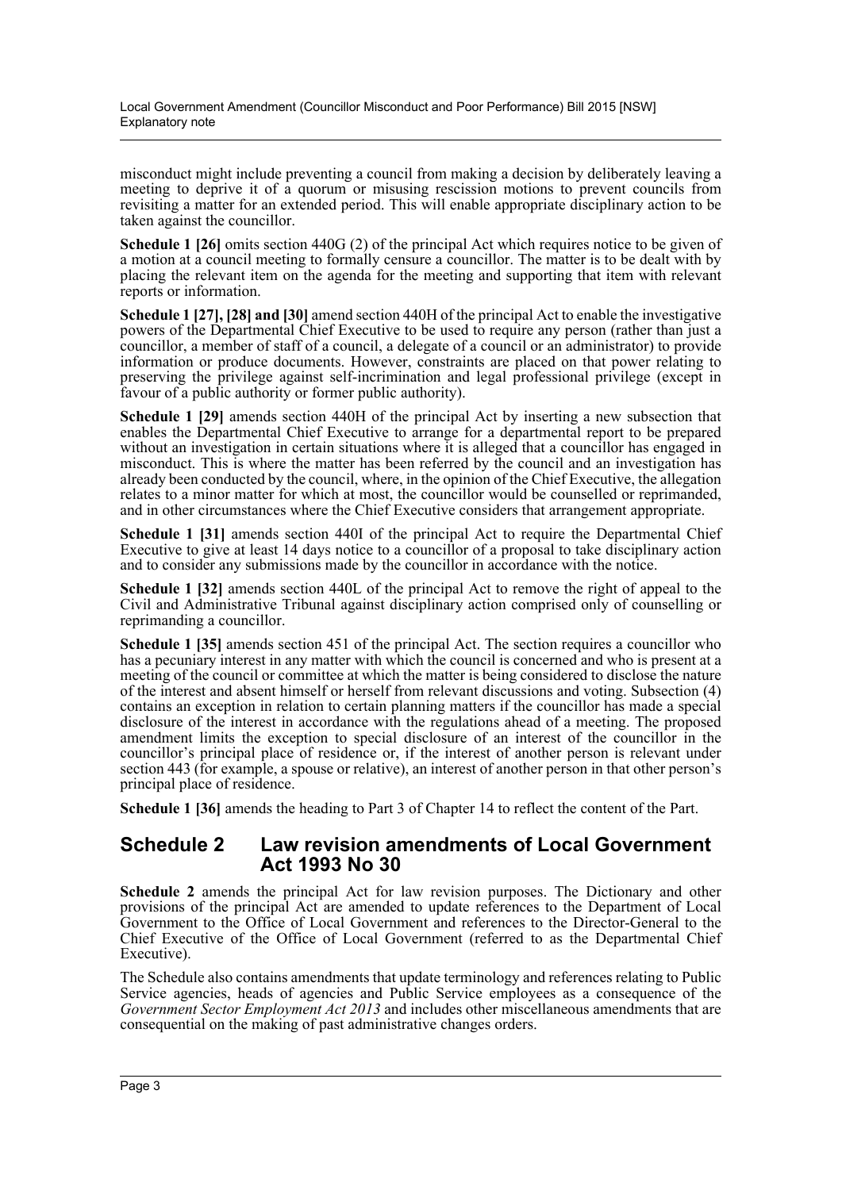misconduct might include preventing a council from making a decision by deliberately leaving a meeting to deprive it of a quorum or misusing rescission motions to prevent councils from revisiting a matter for an extended period. This will enable appropriate disciplinary action to be taken against the councillor.

**Schedule 1 [26]** omits section 440G (2) of the principal Act which requires notice to be given of a motion at a council meeting to formally censure a councillor. The matter is to be dealt with by placing the relevant item on the agenda for the meeting and supporting that item with relevant reports or information.

**Schedule 1 [27], [28] and [30]** amend section 440H of the principal Act to enable the investigative powers of the Departmental Chief Executive to be used to require any person (rather than just a councillor, a member of staff of a council, a delegate of a council or an administrator) to provide information or produce documents. However, constraints are placed on that power relating to preserving the privilege against self-incrimination and legal professional privilege (except in favour of a public authority or former public authority).

**Schedule 1 [29]** amends section 440H of the principal Act by inserting a new subsection that enables the Departmental Chief Executive to arrange for a departmental report to be prepared without an investigation in certain situations where it is alleged that a councillor has engaged in misconduct. This is where the matter has been referred by the council and an investigation has already been conducted by the council, where, in the opinion of the Chief Executive, the allegation relates to a minor matter for which at most, the councillor would be counselled or reprimanded, and in other circumstances where the Chief Executive considers that arrangement appropriate.

**Schedule 1 [31]** amends section 440I of the principal Act to require the Departmental Chief Executive to give at least 14 days notice to a councillor of a proposal to take disciplinary action and to consider any submissions made by the councillor in accordance with the notice.

**Schedule 1 [32]** amends section 440L of the principal Act to remove the right of appeal to the Civil and Administrative Tribunal against disciplinary action comprised only of counselling or reprimanding a councillor.

**Schedule 1 [35]** amends section 451 of the principal Act. The section requires a councillor who has a pecuniary interest in any matter with which the council is concerned and who is present at a meeting of the council or committee at which the matter is being considered to disclose the nature of the interest and absent himself or herself from relevant discussions and voting. Subsection (4) contains an exception in relation to certain planning matters if the councillor has made a special disclosure of the interest in accordance with the regulations ahead of a meeting. The proposed amendment limits the exception to special disclosure of an interest of the councillor in the councillor's principal place of residence or, if the interest of another person is relevant under section 443 (for example, a spouse or relative), an interest of another person in that other person's principal place of residence.

**Schedule 1 [36]** amends the heading to Part 3 of Chapter 14 to reflect the content of the Part.

## Schedule 2 Law revision amendments of Local Government Act 1993 No 30

**Schedule 2** amends the principal Act for law revision purposes. The Dictionary and other provisions of the principal Act are amended to update references to the Department of Local Government to the Office of Local Government and references to the Director-General to the Chief Executive of the Office of Local Government (referred to as the Departmental Chief Executive).

The Schedule also contains amendments that update terminology and references relating to Public Service agencies, heads of agencies and Public Service employees as a consequence of the *Government Sector Employment Act 2013* and includes other miscellaneous amendments that are consequential on the making of past administrative changes orders.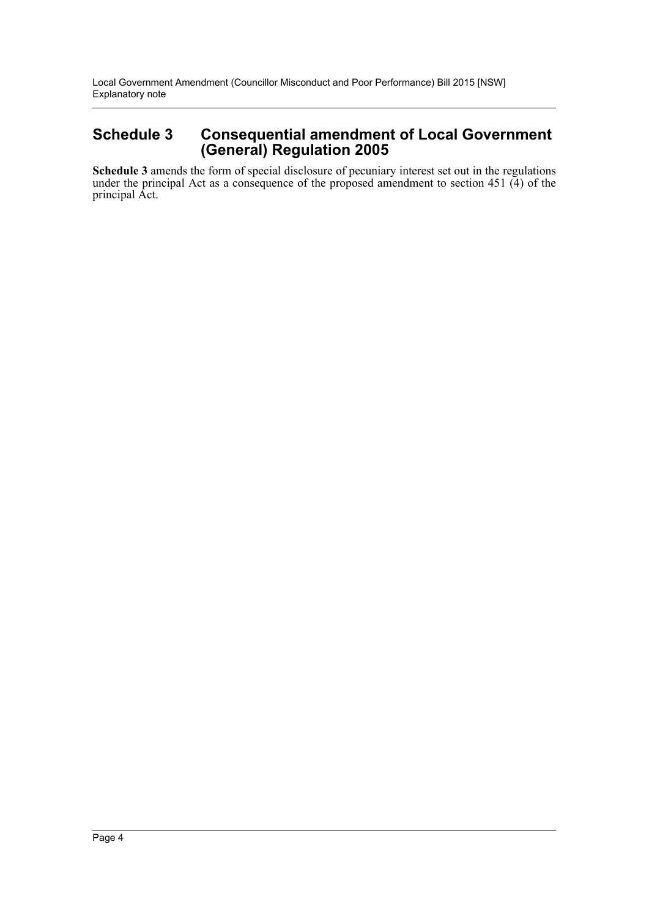## Schedule 3 Consequential amendment of Local Government (General) Regulation 2005

**Schedule 3** amends the form of special disclosure of pecuniary interest set out in the regulations under the principal Act as a consequence of the proposed amendment to section 451 (4) of the principal Act.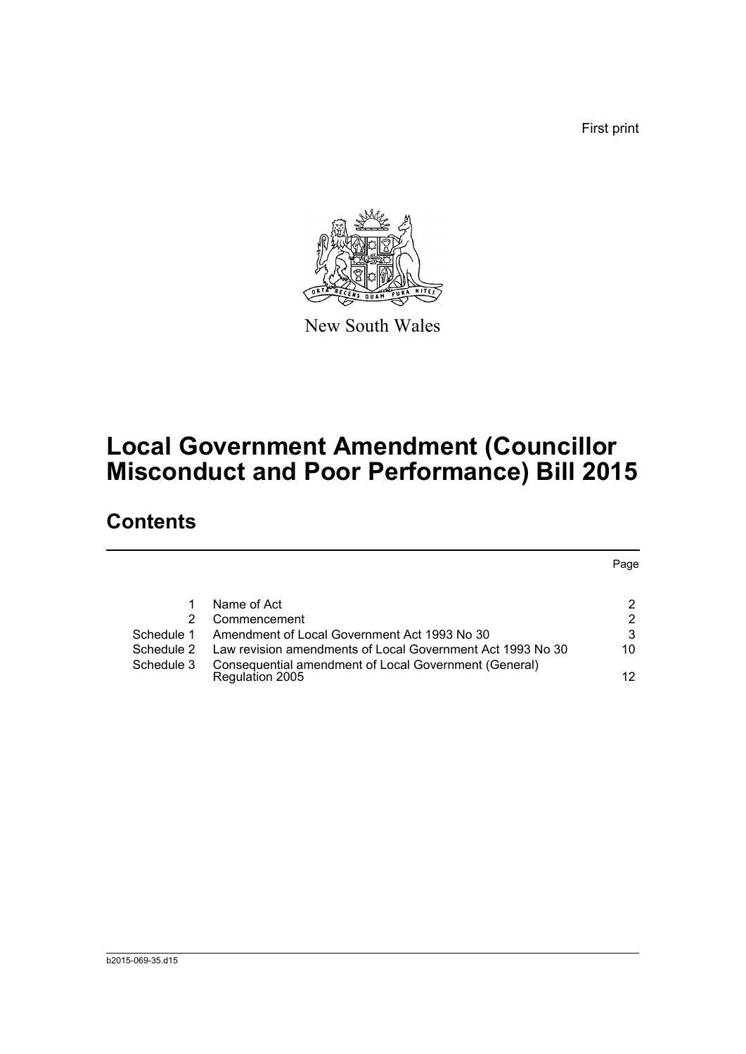First print

New South Wales

# Local Government Amendment (Councillor Misconduct and Poor Performance) Bill 2015

## Contents

| | | Page |
|---|---|---|
| 1 | Name of Act | 2 |
| 2 | Commencement | 2 |
| Schedule 1 | Amendment of Local Government Act 1993 No 30 | 3 |
| Schedule 2 | Law revision amendments of Local Government Act 1993 No 30 | 10 |
| Schedule 3 | Consequential amendment of Local Government (General) Regulation 2005 | 12 |

b2015-069-35.d15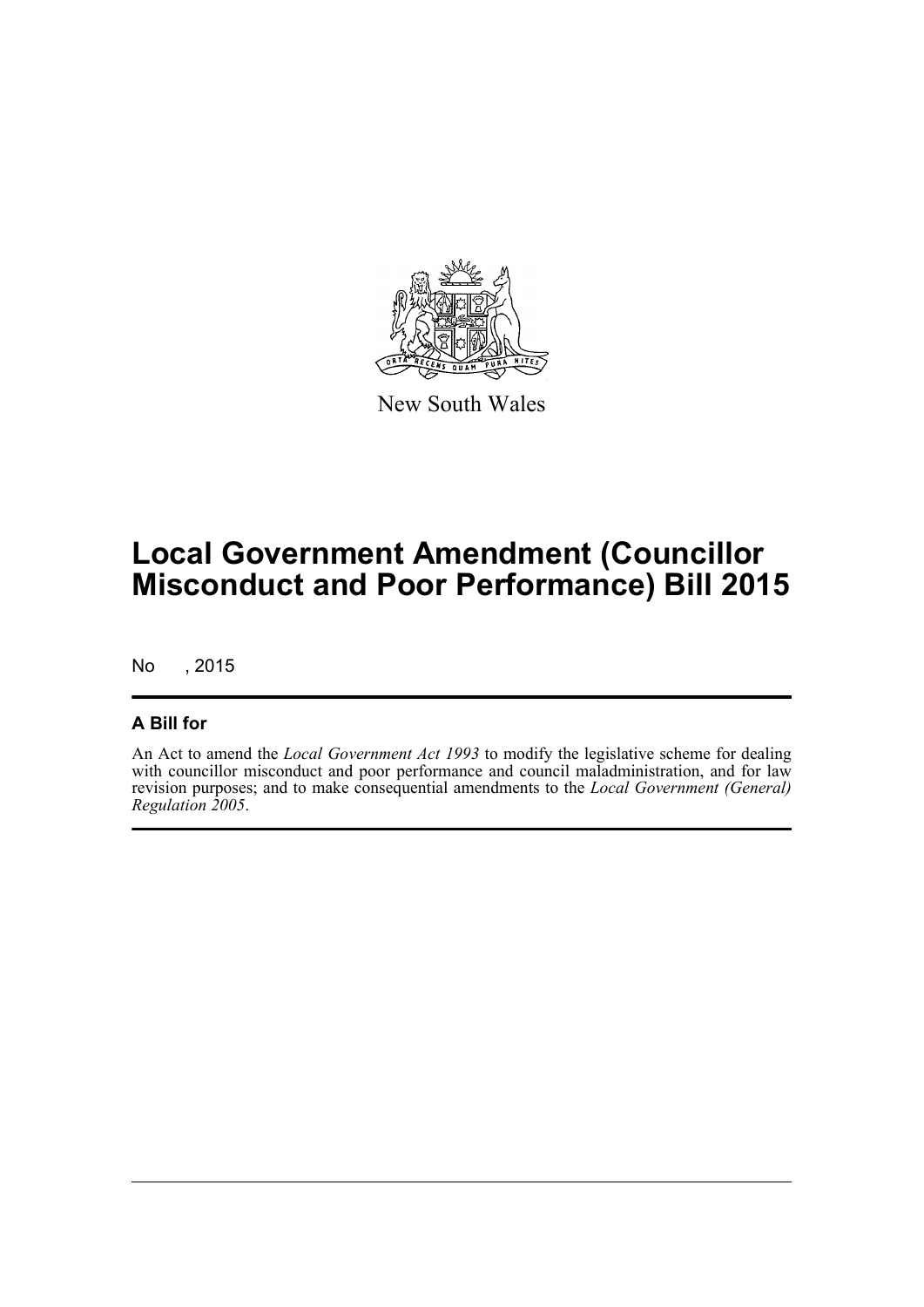New South Wales

# Local Government Amendment (Councillor Misconduct and Poor Performance) Bill 2015

No , 2015

## A Bill for

An Act to amend the *Local Government Act 1993* to modify the legislative scheme for dealing with councillor misconduct and poor performance and council maladministration, and for law revision purposes; and to make consequential amendments to the *Local Government (General) Regulation 2005*.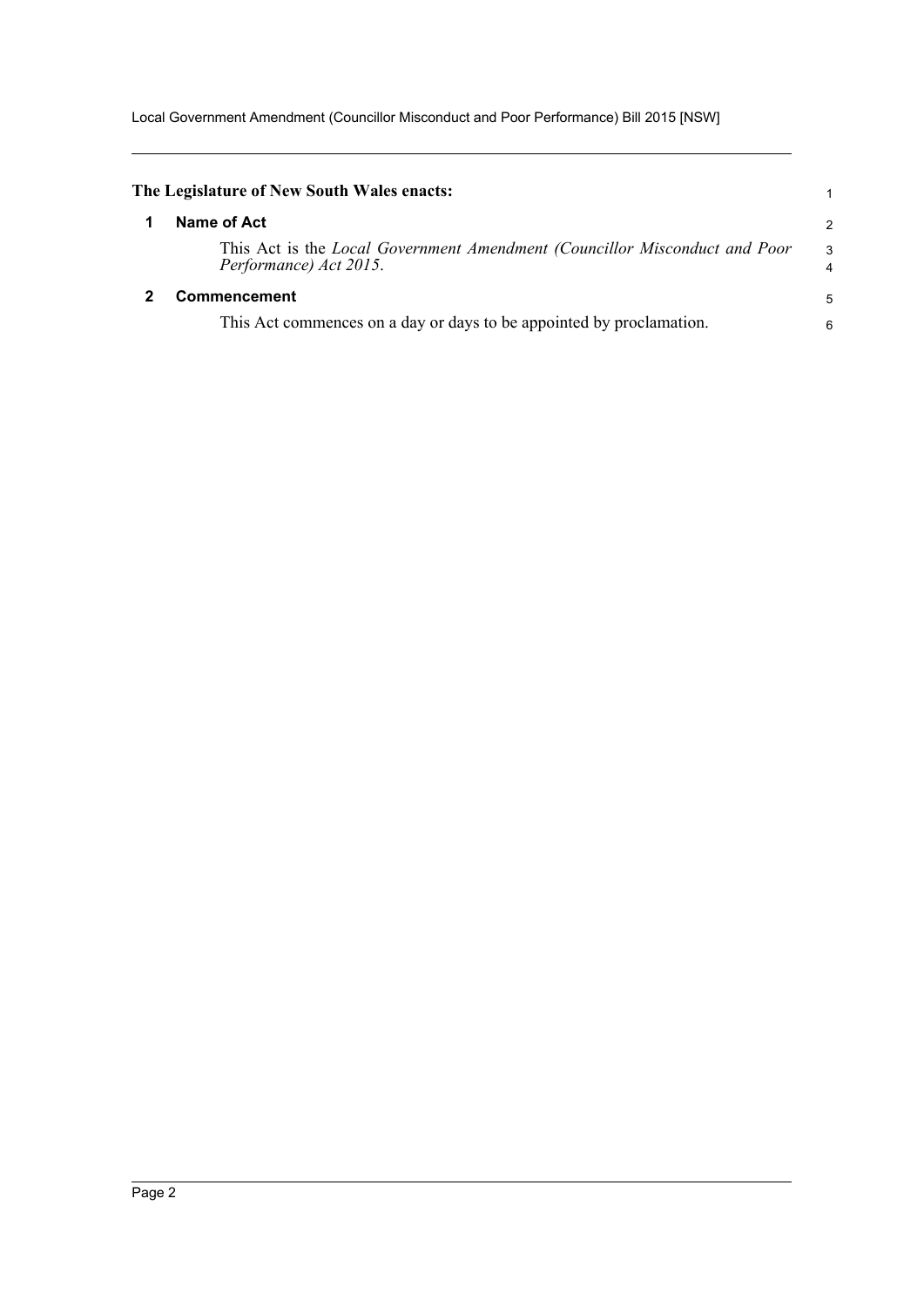**The Legislature of New South Wales enacts:**

## 1 Name of Act

This Act is the *Local Government Amendment (Councillor Misconduct and Poor Performance) Act 2015*.

## 2 Commencement

This Act commences on a day or days to be appointed by proclamation.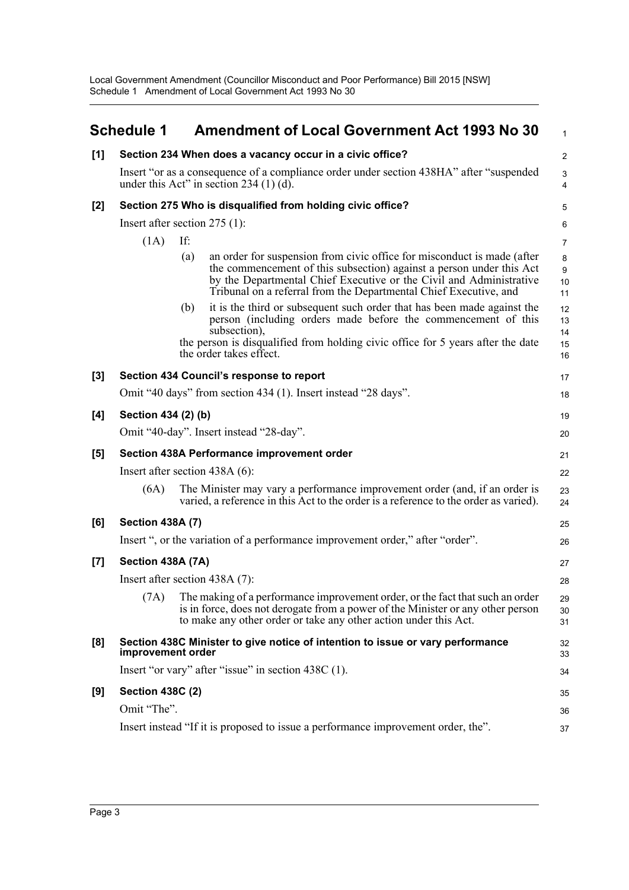## Schedule 1 Amendment of Local Government Act 1993 No 30

**[1] Section 234 When does a vacancy occur in a civic office?**

Insert "or as a consequence of a compliance order under section 438HA" after "suspended under this Act" in section 234 (1) (d).

**[2] Section 275 Who is disqualified from holding civic office?**

Insert after section 275 (1):

(1A) If:

(a) an order for suspension from civic office for misconduct is made (after the commencement of this subsection) against a person under this Act by the Departmental Chief Executive or the Civil and Administrative Tribunal on a referral from the Departmental Chief Executive, and

(b) it is the third or subsequent such order that has been made against the person (including orders made before the commencement of this subsection),

the person is disqualified from holding civic office for 5 years after the date the order takes effect.

**[3] Section 434 Council's response to report**

Omit "40 days" from section 434 (1). Insert instead "28 days".

**[4] Section 434 (2) (b)**

Omit "40-day". Insert instead "28-day".

**[5] Section 438A Performance improvement order**

Insert after section 438A (6):

(6A) The Minister may vary a performance improvement order (and, if an order is varied, a reference in this Act to the order is a reference to the order as varied).

**[6] Section 438A (7)**

Insert ", or the variation of a performance improvement order," after "order".

**[7] Section 438A (7A)**

Insert after section 438A (7):

(7A) The making of a performance improvement order, or the fact that such an order is in force, does not derogate from a power of the Minister or any other person to make any other order or take any other action under this Act.

**[8] Section 438C Minister to give notice of intention to issue or vary performance improvement order**

Insert "or vary" after "issue" in section 438C (1).

**[9] Section 438C (2)**

Omit "The".

Insert instead "If it is proposed to issue a performance improvement order, the".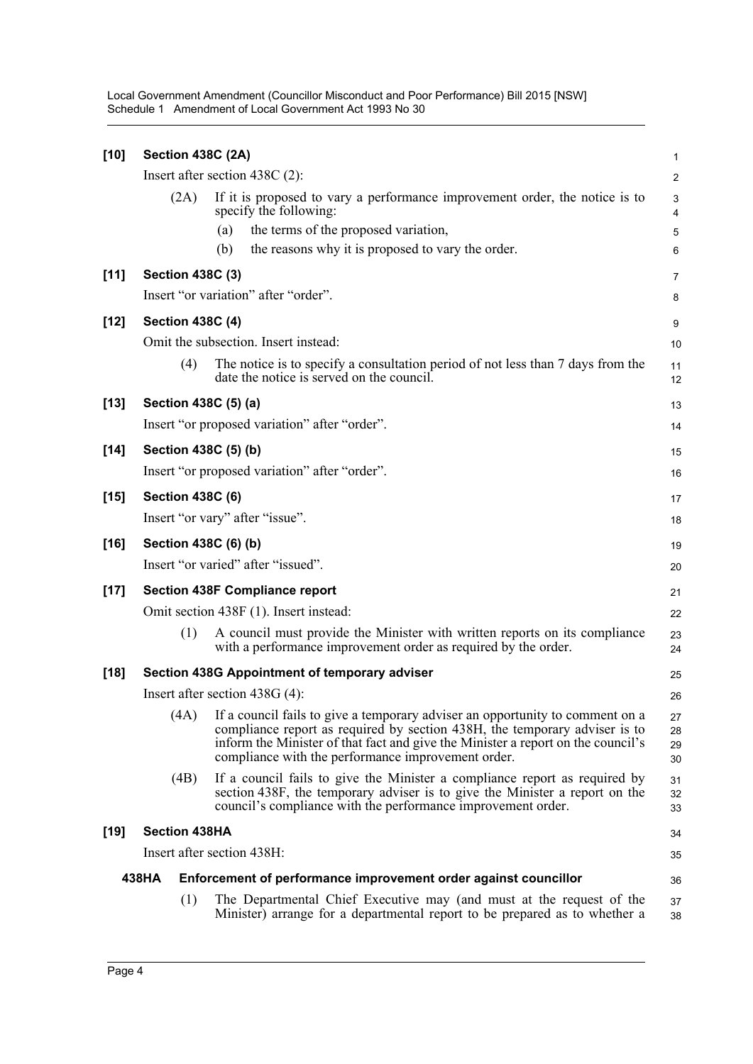**[10] Section 438C (2A)**

Insert after section 438C (2):

(2A) If it is proposed to vary a performance improvement order, the notice is to specify the following:

(a) the terms of the proposed variation,

(b) the reasons why it is proposed to vary the order.

**[11] Section 438C (3)**

Insert "or variation" after "order".

**[12] Section 438C (4)**

Omit the subsection. Insert instead:

(4) The notice is to specify a consultation period of not less than 7 days from the date the notice is served on the council.

**[13] Section 438C (5) (a)**

Insert "or proposed variation" after "order".

**[14] Section 438C (5) (b)**

Insert "or proposed variation" after "order".

**[15] Section 438C (6)**

Insert "or vary" after "issue".

**[16] Section 438C (6) (b)**

Insert "or varied" after "issued".

**[17] Section 438F Compliance report**

Omit section 438F (1). Insert instead:

(1) A council must provide the Minister with written reports on its compliance with a performance improvement order as required by the order.

**[18] Section 438G Appointment of temporary adviser**

Insert after section 438G (4):

(4A) If a council fails to give a temporary adviser an opportunity to comment on a compliance report as required by section 438H, the temporary adviser is to inform the Minister of that fact and give the Minister a report on the council's compliance with the performance improvement order.

(4B) If a council fails to give the Minister a compliance report as required by section 438F, the temporary adviser is to give the Minister a report on the council's compliance with the performance improvement order.

**[19] Section 438HA**

Insert after section 438H:

**438HA Enforcement of performance improvement order against councillor**

(1) The Departmental Chief Executive may (and must at the request of the Minister) arrange for a departmental report to be prepared as to whether a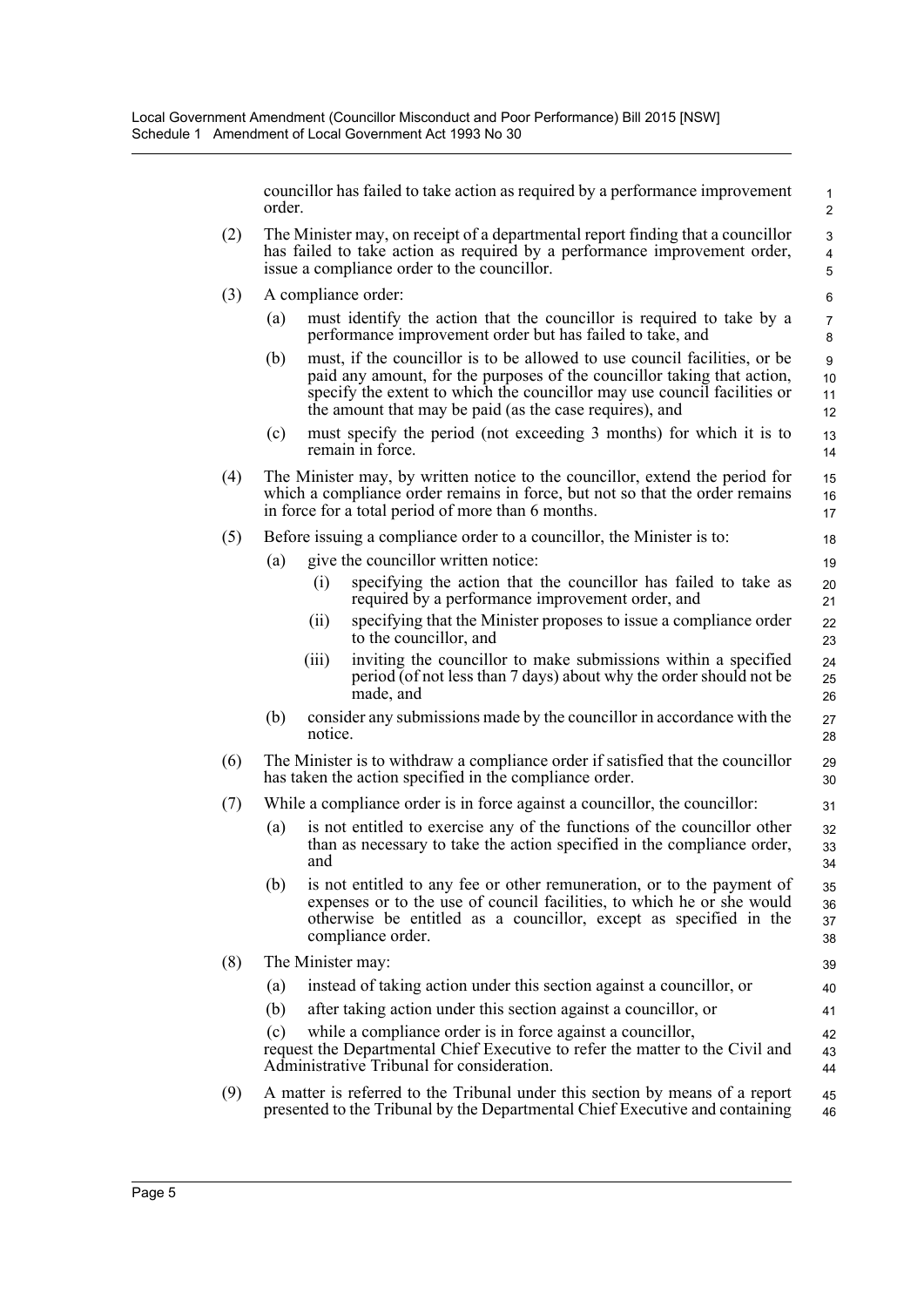councillor has failed to take action as required by a performance improvement order.

(2) The Minister may, on receipt of a departmental report finding that a councillor has failed to take action as required by a performance improvement order, issue a compliance order to the councillor.

(3) A compliance order:

(a) must identify the action that the councillor is required to take by a performance improvement order but has failed to take, and

(b) must, if the councillor is to be allowed to use council facilities, or be paid any amount, for the purposes of the councillor taking that action, specify the extent to which the councillor may use council facilities or the amount that may be paid (as the case requires), and

(c) must specify the period (not exceeding 3 months) for which it is to remain in force.

(4) The Minister may, by written notice to the councillor, extend the period for which a compliance order remains in force, but not so that the order remains in force for a total period of more than 6 months.

(5) Before issuing a compliance order to a councillor, the Minister is to:

(a) give the councillor written notice:

(i) specifying the action that the councillor has failed to take as required by a performance improvement order, and

(ii) specifying that the Minister proposes to issue a compliance order to the councillor, and

(iii) inviting the councillor to make submissions within a specified period (of not less than 7 days) about why the order should not be made, and

(b) consider any submissions made by the councillor in accordance with the notice.

(6) The Minister is to withdraw a compliance order if satisfied that the councillor has taken the action specified in the compliance order.

(7) While a compliance order is in force against a councillor, the councillor:

(a) is not entitled to exercise any of the functions of the councillor other than as necessary to take the action specified in the compliance order, and

(b) is not entitled to any fee or other remuneration, or to the payment of expenses or to the use of council facilities, to which he or she would otherwise be entitled as a councillor, except as specified in the compliance order.

(8) The Minister may:

(a) instead of taking action under this section against a councillor, or

(b) after taking action under this section against a councillor, or

(c) while a compliance order is in force against a councillor,

request the Departmental Chief Executive to refer the matter to the Civil and Administrative Tribunal for consideration.

(9) A matter is referred to the Tribunal under this section by means of a report presented to the Tribunal by the Departmental Chief Executive and containing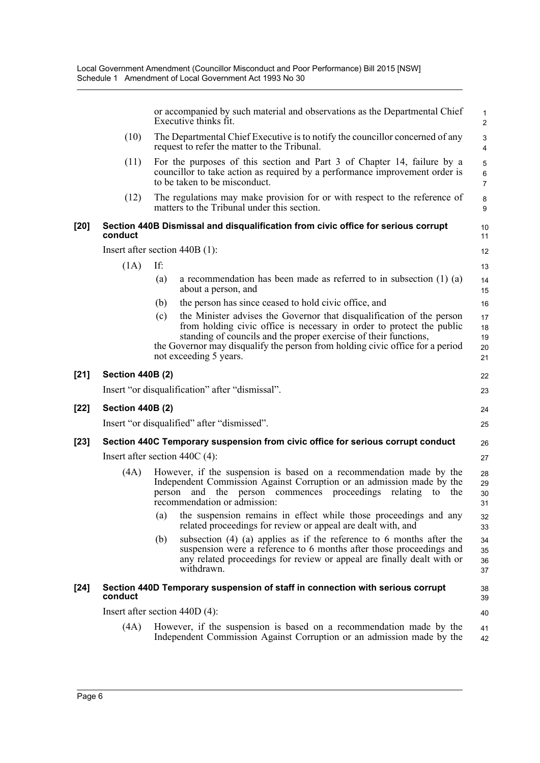or accompanied by such material and observations as the Departmental Chief Executive thinks fit.

(10) The Departmental Chief Executive is to notify the councillor concerned of any request to refer the matter to the Tribunal.

(11) For the purposes of this section and Part 3 of Chapter 14, failure by a councillor to take action as required by a performance improvement order is to be taken to be misconduct.

(12) The regulations may make provision for or with respect to the reference of matters to the Tribunal under this section.

**[20] Section 440B Dismissal and disqualification from civic office for serious corrupt conduct**

Insert after section 440B (1):

(1A) If:

(a) a recommendation has been made as referred to in subsection (1) (a) about a person, and

(b) the person has since ceased to hold civic office, and

(c) the Minister advises the Governor that disqualification of the person from holding civic office is necessary in order to protect the public standing of councils and the proper exercise of their functions,

the Governor may disqualify the person from holding civic office for a period not exceeding 5 years.

**[21] Section 440B (2)**

Insert "or disqualification" after "dismissal".

**[22] Section 440B (2)**

Insert "or disqualified" after "dismissed".

**[23] Section 440C Temporary suspension from civic office for serious corrupt conduct**

Insert after section 440C (4):

(4A) However, if the suspension is based on a recommendation made by the Independent Commission Against Corruption or an admission made by the person and the person commences proceedings relating to the recommendation or admission:

(a) the suspension remains in effect while those proceedings and any related proceedings for review or appeal are dealt with, and

(b) subsection (4) (a) applies as if the reference to 6 months after the suspension were a reference to 6 months after those proceedings and any related proceedings for review or appeal are finally dealt with or withdrawn.

**[24] Section 440D Temporary suspension of staff in connection with serious corrupt conduct**

Insert after section 440D (4):

(4A) However, if the suspension is based on a recommendation made by the Independent Commission Against Corruption or an admission made by the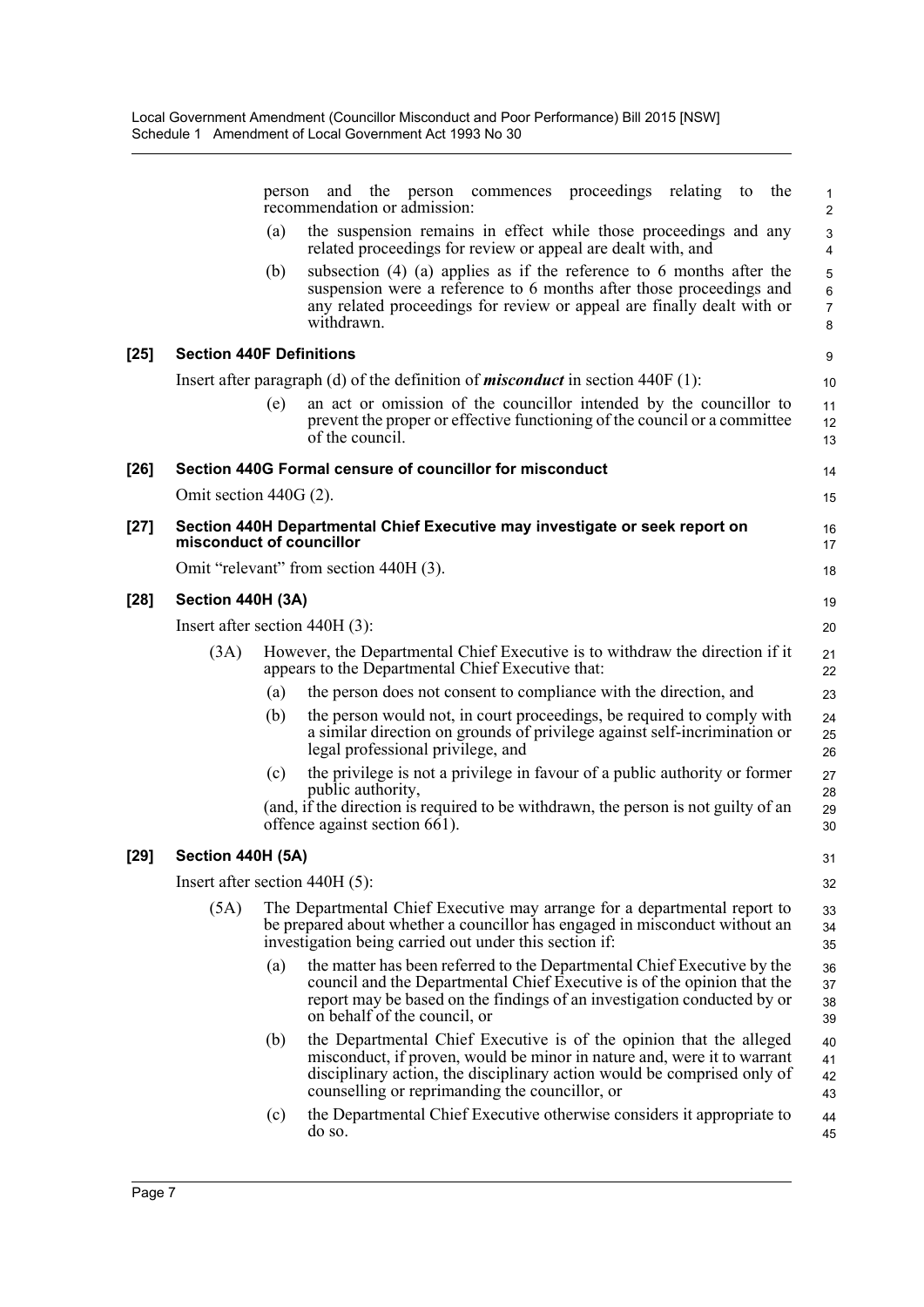person and the person commences proceedings relating to the recommendation or admission:

(a) the suspension remains in effect while those proceedings and any related proceedings for review or appeal are dealt with, and

(b) subsection (4) (a) applies as if the reference to 6 months after the suspension were a reference to 6 months after those proceedings and any related proceedings for review or appeal are finally dealt with or withdrawn.

**[25] Section 440F Definitions**

Insert after paragraph (d) of the definition of ***misconduct*** in section 440F (1):

(e) an act or omission of the councillor intended by the councillor to prevent the proper or effective functioning of the council or a committee of the council.

**[26] Section 440G Formal censure of councillor for misconduct**

Omit section 440G (2).

**[27] Section 440H Departmental Chief Executive may investigate or seek report on misconduct of councillor**

Omit "relevant" from section 440H (3).

**[28] Section 440H (3A)**

Insert after section 440H (3):

(3A) However, the Departmental Chief Executive is to withdraw the direction if it appears to the Departmental Chief Executive that:

(a) the person does not consent to compliance with the direction, and

(b) the person would not, in court proceedings, be required to comply with a similar direction on grounds of privilege against self-incrimination or legal professional privilege, and

(c) the privilege is not a privilege in favour of a public authority or former public authority,

(and, if the direction is required to be withdrawn, the person is not guilty of an offence against section 661).

**[29] Section 440H (5A)**

Insert after section 440H (5):

(5A) The Departmental Chief Executive may arrange for a departmental report to be prepared about whether a councillor has engaged in misconduct without an investigation being carried out under this section if:

(a) the matter has been referred to the Departmental Chief Executive by the council and the Departmental Chief Executive is of the opinion that the report may be based on the findings of an investigation conducted by or on behalf of the council, or

(b) the Departmental Chief Executive is of the opinion that the alleged misconduct, if proven, would be minor in nature and, were it to warrant disciplinary action, the disciplinary action would be comprised only of counselling or reprimanding the councillor, or

(c) the Departmental Chief Executive otherwise considers it appropriate to do so.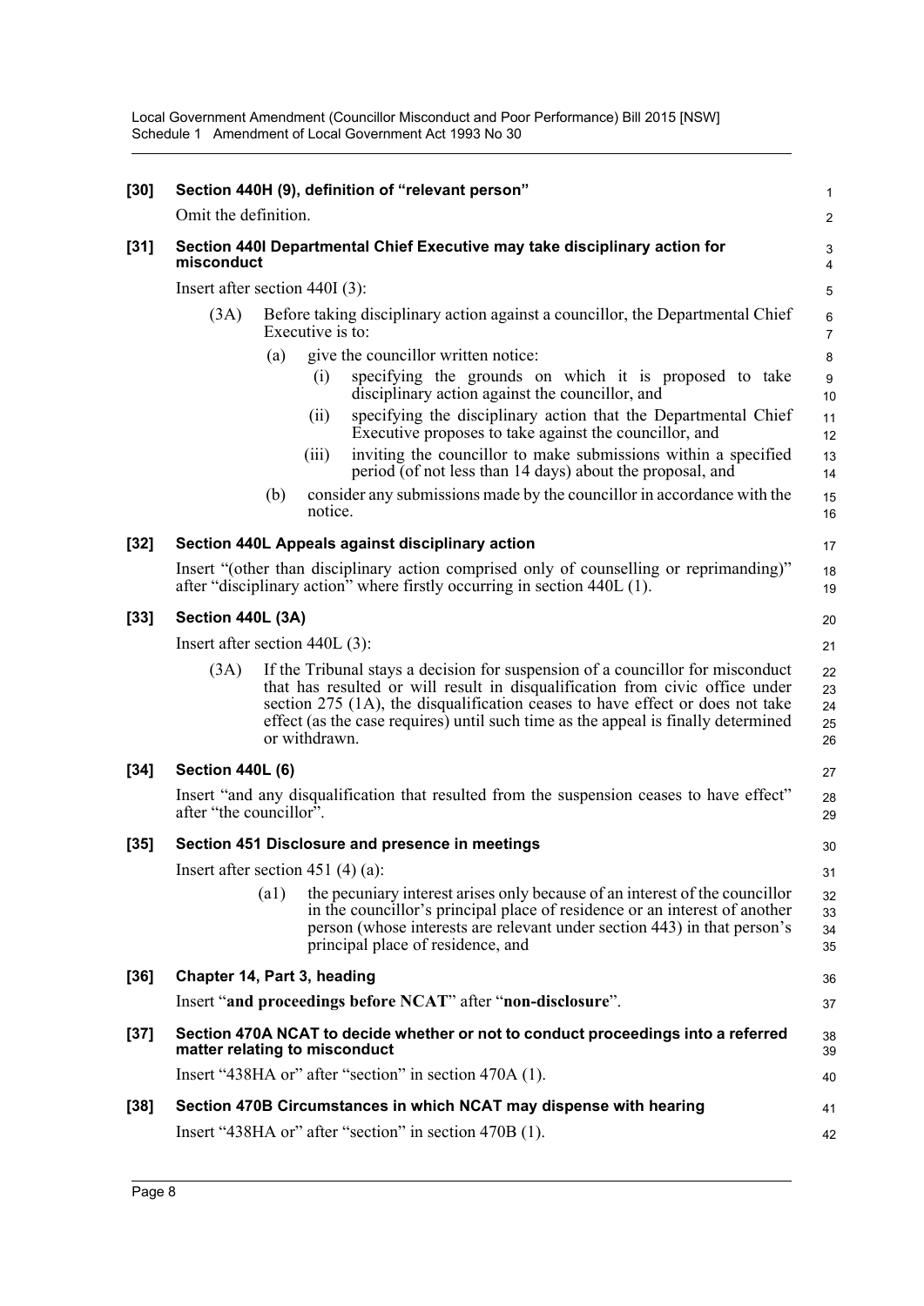**[30] Section 440H (9), definition of "relevant person"**

Omit the definition.

**[31] Section 440I Departmental Chief Executive may take disciplinary action for misconduct**

Insert after section 440I (3):

(3A) Before taking disciplinary action against a councillor, the Departmental Chief Executive is to:

(a) give the councillor written notice:

(i) specifying the grounds on which it is proposed to take disciplinary action against the councillor, and

(ii) specifying the disciplinary action that the Departmental Chief Executive proposes to take against the councillor, and

(iii) inviting the councillor to make submissions within a specified period (of not less than 14 days) about the proposal, and

(b) consider any submissions made by the councillor in accordance with the notice.

**[32] Section 440L Appeals against disciplinary action**

Insert "(other than disciplinary action comprised only of counselling or reprimanding)" after "disciplinary action" where firstly occurring in section 440L (1).

**[33] Section 440L (3A)**

Insert after section 440L (3):

(3A) If the Tribunal stays a decision for suspension of a councillor for misconduct that has resulted or will result in disqualification from civic office under section 275 (1A), the disqualification ceases to have effect or does not take effect (as the case requires) until such time as the appeal is finally determined or withdrawn.

**[34] Section 440L (6)**

Insert "and any disqualification that resulted from the suspension ceases to have effect" after "the councillor".

**[35] Section 451 Disclosure and presence in meetings**

Insert after section 451 (4) (a):

(a1) the pecuniary interest arises only because of an interest of the councillor in the councillor's principal place of residence or an interest of another person (whose interests are relevant under section 443) in that person's principal place of residence, and

**[36] Chapter 14, Part 3, heading**

Insert "**and proceedings before NCAT**" after "**non-disclosure**".

**[37] Section 470A NCAT to decide whether or not to conduct proceedings into a referred matter relating to misconduct**

Insert "438HA or" after "section" in section 470A (1).

**[38] Section 470B Circumstances in which NCAT may dispense with hearing**

Insert "438HA or" after "section" in section 470B (1).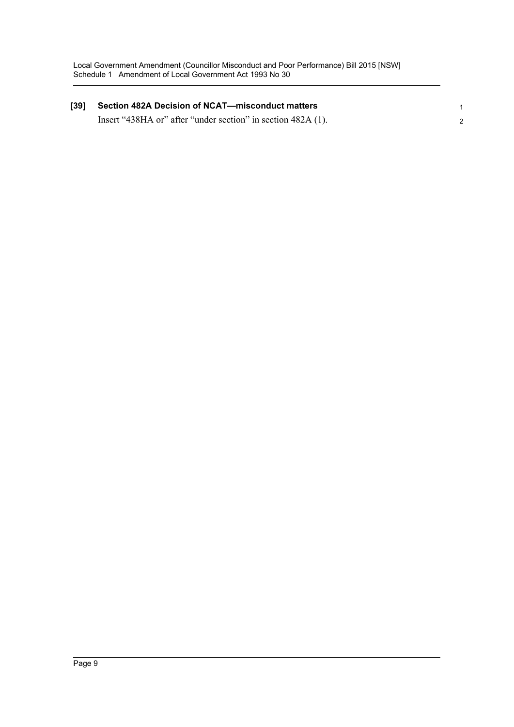### [39] Section 482A Decision of NCAT—misconduct matters

Insert "438HA or" after "under section" in section 482A (1).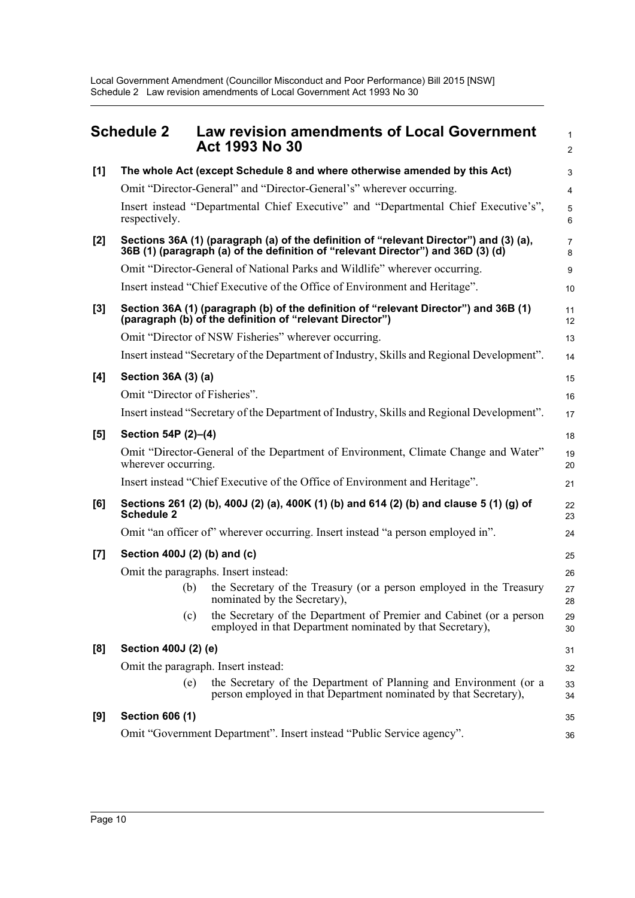## Schedule 2 Law revision amendments of Local Government Act 1993 No 30

**[1] The whole Act (except Schedule 8 and where otherwise amended by this Act)**

Omit "Director-General" and "Director-General's" wherever occurring.

Insert instead "Departmental Chief Executive" and "Departmental Chief Executive's", respectively.

**[2] Sections 36A (1) (paragraph (a) of the definition of "relevant Director") and (3) (a), 36B (1) (paragraph (a) of the definition of "relevant Director") and 36D (3) (d)**

Omit "Director-General of National Parks and Wildlife" wherever occurring.

Insert instead "Chief Executive of the Office of Environment and Heritage".

**[3] Section 36A (1) (paragraph (b) of the definition of "relevant Director") and 36B (1) (paragraph (b) of the definition of "relevant Director")**

Omit "Director of NSW Fisheries" wherever occurring.

Insert instead "Secretary of the Department of Industry, Skills and Regional Development".

**[4] Section 36A (3) (a)**

Omit "Director of Fisheries".

Insert instead "Secretary of the Department of Industry, Skills and Regional Development".

**[5] Section 54P (2)–(4)**

Omit "Director-General of the Department of Environment, Climate Change and Water" wherever occurring.

Insert instead "Chief Executive of the Office of Environment and Heritage".

**[6] Sections 261 (2) (b), 400J (2) (a), 400K (1) (b) and 614 (2) (b) and clause 5 (1) (g) of Schedule 2**

Omit "an officer of" wherever occurring. Insert instead "a person employed in".

**[7] Section 400J (2) (b) and (c)**

Omit the paragraphs. Insert instead:

(b) the Secretary of the Treasury (or a person employed in the Treasury nominated by the Secretary),

(c) the Secretary of the Department of Premier and Cabinet (or a person employed in that Department nominated by that Secretary),

**[8] Section 400J (2) (e)**

Omit the paragraph. Insert instead:

(e) the Secretary of the Department of Planning and Environment (or a person employed in that Department nominated by that Secretary),

**[9] Section 606 (1)**

Omit "Government Department". Insert instead "Public Service agency".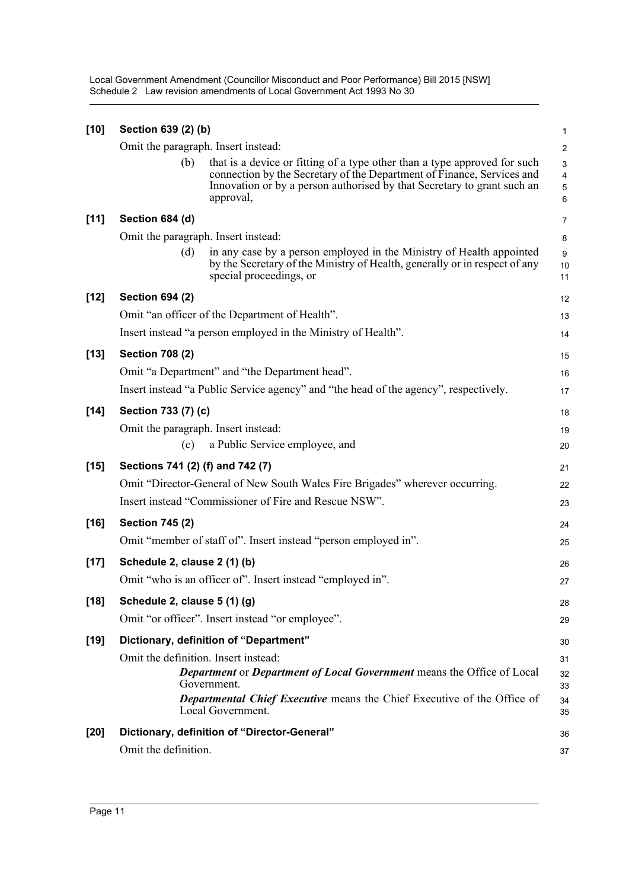**[10] Section 639 (2) (b)**

Omit the paragraph. Insert instead:

(b) that is a device or fitting of a type other than a type approved for such connection by the Secretary of the Department of Finance, Services and Innovation or by a person authorised by that Secretary to grant such an approval,

**[11] Section 684 (d)**

Omit the paragraph. Insert instead:

(d) in any case by a person employed in the Ministry of Health appointed by the Secretary of the Ministry of Health, generally or in respect of any special proceedings, or

**[12] Section 694 (2)**

Omit "an officer of the Department of Health".

Insert instead "a person employed in the Ministry of Health".

**[13] Section 708 (2)**

Omit "a Department" and "the Department head".

Insert instead "a Public Service agency" and "the head of the agency", respectively.

**[14] Section 733 (7) (c)**

Omit the paragraph. Insert instead:

(c) a Public Service employee, and

**[15] Sections 741 (2) (f) and 742 (7)**

Omit "Director-General of New South Wales Fire Brigades" wherever occurring.

Insert instead "Commissioner of Fire and Rescue NSW".

**[16] Section 745 (2)**

Omit "member of staff of". Insert instead "person employed in".

**[17] Schedule 2, clause 2 (1) (b)**

Omit "who is an officer of". Insert instead "employed in".

**[18] Schedule 2, clause 5 (1) (g)**

Omit "or officer". Insert instead "or employee".

**[19] Dictionary, definition of "Department"**

Omit the definition. Insert instead:

***Department*** or ***Department of Local Government*** means the Office of Local Government.

***Departmental Chief Executive*** means the Chief Executive of the Office of Local Government.

**[20] Dictionary, definition of "Director-General"**

Omit the definition.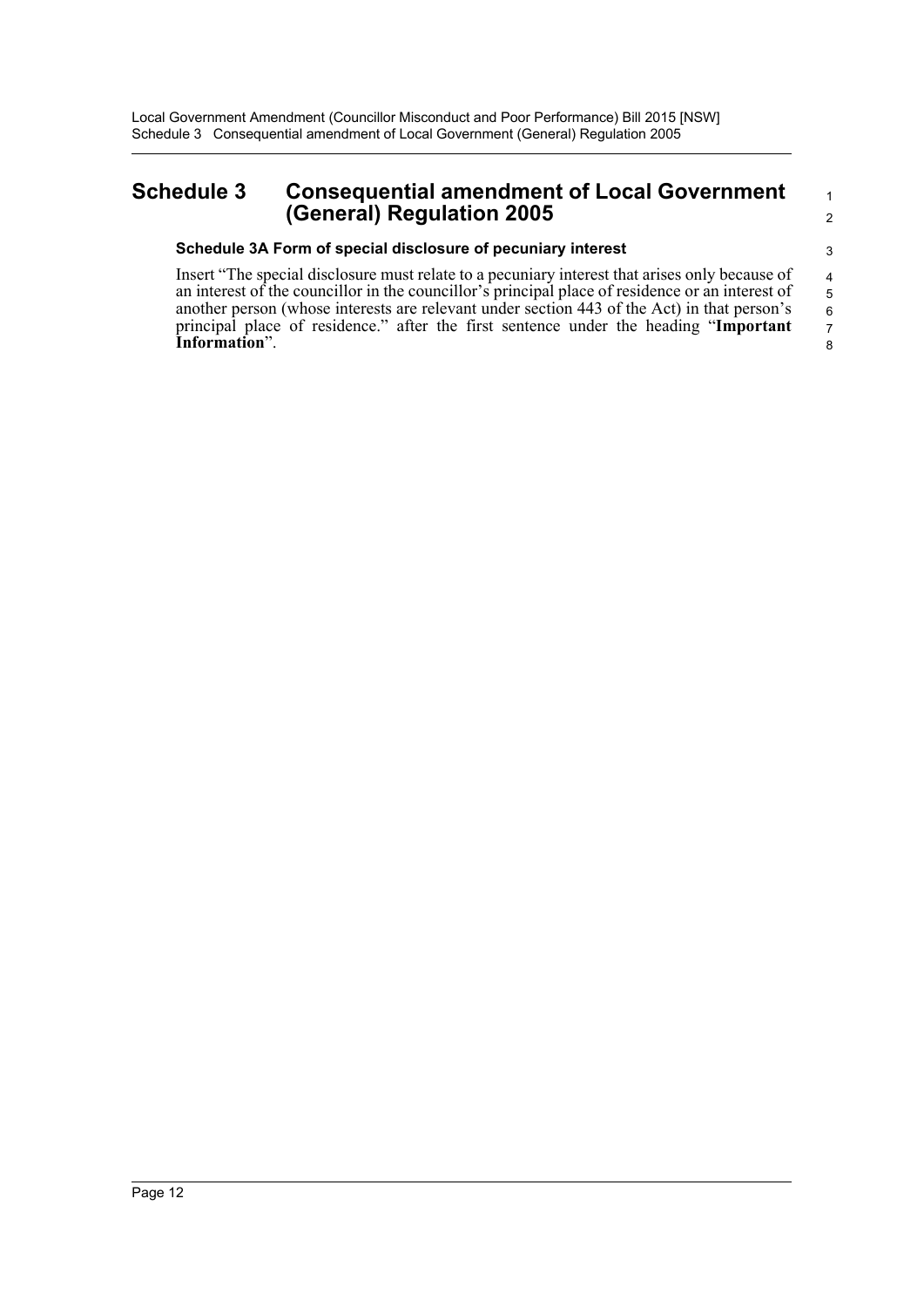## Schedule 3 Consequential amendment of Local Government (General) Regulation 2005

### Schedule 3A Form of special disclosure of pecuniary interest

Insert "The special disclosure must relate to a pecuniary interest that arises only because of an interest of the councillor in the councillor's principal place of residence or an interest of another person (whose interests are relevant under section 443 of the Act) in that person's principal place of residence." after the first sentence under the heading "**Important Information**".